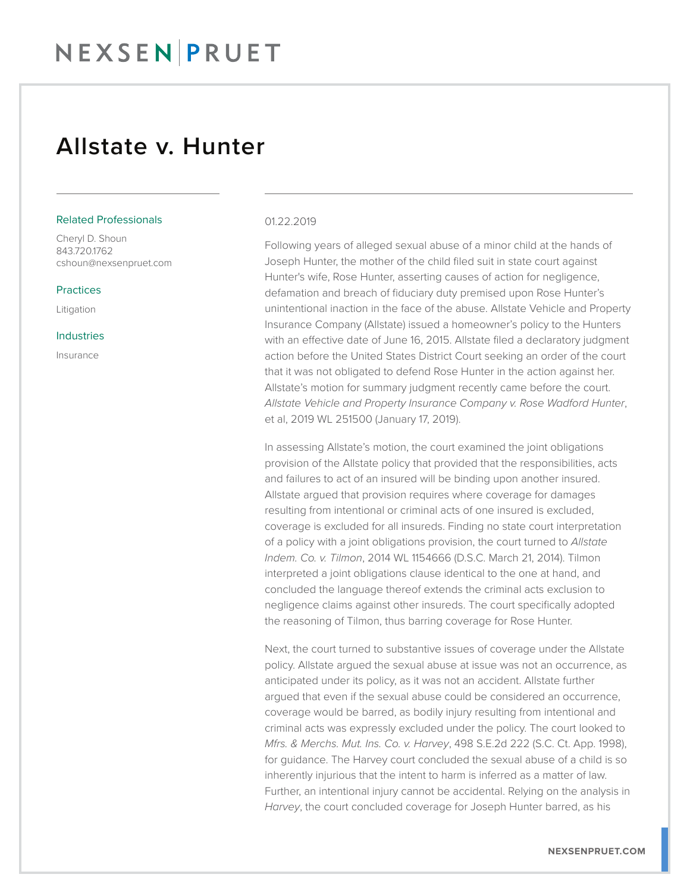NEXSEN | PRUET

# Allstate v. Hunter

Related Professionals

Cheryl D. Shoun
843.720.1762
cshoun@nexsenpruet.com

Practices

Litigation

Industries

Insurance

01.22.2019

Following years of alleged sexual abuse of a minor child at the hands of Joseph Hunter, the mother of the child filed suit in state court against Hunter's wife, Rose Hunter, asserting causes of action for negligence, defamation and breach of fiduciary duty premised upon Rose Hunter's unintentional inaction in the face of the abuse. Allstate Vehicle and Property Insurance Company (Allstate) issued a homeowner's policy to the Hunters with an effective date of June 16, 2015. Allstate filed a declaratory judgment action before the United States District Court seeking an order of the court that it was not obligated to defend Rose Hunter in the action against her. Allstate's motion for summary judgment recently came before the court. *Allstate Vehicle and Property Insurance Company v. Rose Wadford Hunter*, et al, 2019 WL 251500 (January 17, 2019).

In assessing Allstate's motion, the court examined the joint obligations provision of the Allstate policy that provided that the responsibilities, acts and failures to act of an insured will be binding upon another insured. Allstate argued that provision requires where coverage for damages resulting from intentional or criminal acts of one insured is excluded, coverage is excluded for all insureds. Finding no state court interpretation of a policy with a joint obligations provision, the court turned to *Allstate Indem. Co. v. Tilmon*, 2014 WL 1154666 (D.S.C. March 21, 2014). Tilmon interpreted a joint obligations clause identical to the one at hand, and concluded the language thereof extends the criminal acts exclusion to negligence claims against other insureds. The court specifically adopted the reasoning of Tilmon, thus barring coverage for Rose Hunter.

Next, the court turned to substantive issues of coverage under the Allstate policy. Allstate argued the sexual abuse at issue was not an occurrence, as anticipated under its policy, as it was not an accident. Allstate further argued that even if the sexual abuse could be considered an occurrence, coverage would be barred, as bodily injury resulting from intentional and criminal acts was expressly excluded under the policy. The court looked to *Mfrs. & Merchs. Mut. Ins. Co. v. Harvey*, 498 S.E.2d 222 (S.C. Ct. App. 1998), for guidance. The Harvey court concluded the sexual abuse of a child is so inherently injurious that the intent to harm is inferred as a matter of law. Further, an intentional injury cannot be accidental. Relying on the analysis in *Harvey*, the court concluded coverage for Joseph Hunter barred, as his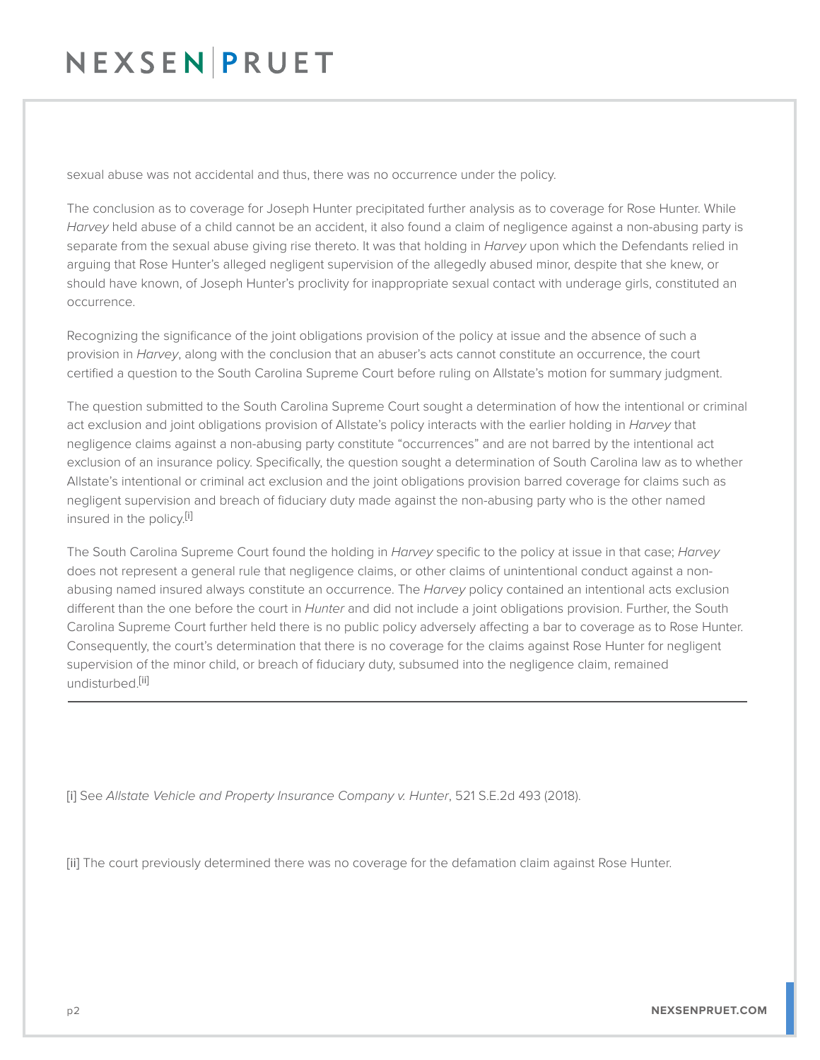sexual abuse was not accidental and thus, there was no occurrence under the policy.

The conclusion as to coverage for Joseph Hunter precipitated further analysis as to coverage for Rose Hunter. While *Harvey* held abuse of a child cannot be an accident, it also found a claim of negligence against a non-abusing party is separate from the sexual abuse giving rise thereto. It was that holding in *Harvey* upon which the Defendants relied in arguing that Rose Hunter's alleged negligent supervision of the allegedly abused minor, despite that she knew, or should have known, of Joseph Hunter's proclivity for inappropriate sexual contact with underage girls, constituted an occurrence.

Recognizing the significance of the joint obligations provision of the policy at issue and the absence of such a provision in *Harvey*, along with the conclusion that an abuser's acts cannot constitute an occurrence, the court certified a question to the South Carolina Supreme Court before ruling on Allstate's motion for summary judgment.

The question submitted to the South Carolina Supreme Court sought a determination of how the intentional or criminal act exclusion and joint obligations provision of Allstate's policy interacts with the earlier holding in *Harvey* that negligence claims against a non-abusing party constitute "occurrences" and are not barred by the intentional act exclusion of an insurance policy. Specifically, the question sought a determination of South Carolina law as to whether Allstate's intentional or criminal act exclusion and the joint obligations provision barred coverage for claims such as negligent supervision and breach of fiduciary duty made against the non-abusing party who is the other named insured in the policy.[i]

The South Carolina Supreme Court found the holding in *Harvey* specific to the policy at issue in that case; *Harvey* does not represent a general rule that negligence claims, or other claims of unintentional conduct against a non-abusing named insured always constitute an occurrence. The *Harvey* policy contained an intentional acts exclusion different than the one before the court in *Hunter* and did not include a joint obligations provision. Further, the South Carolina Supreme Court further held there is no public policy adversely affecting a bar to coverage as to Rose Hunter. Consequently, the court's determination that there is no coverage for the claims against Rose Hunter for negligent supervision of the minor child, or breach of fiduciary duty, subsumed into the negligence claim, remained undisturbed.[ii]

---

[i] See *Allstate Vehicle and Property Insurance Company v. Hunter*, 521 S.E.2d 493 (2018).

[ii] The court previously determined there was no coverage for the defamation claim against Rose Hunter.